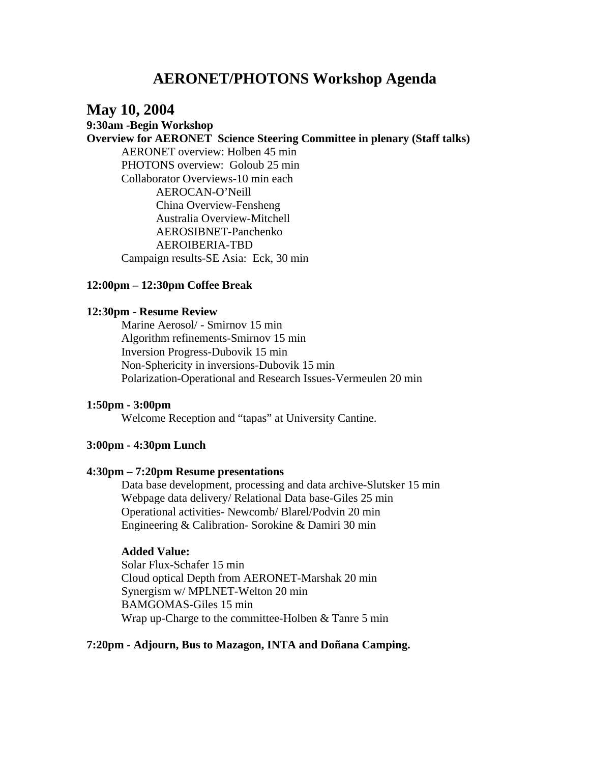# AERONET/PHOTONS Workshop Agenda

## May 10, 2004

**9:30am -Begin Workshop**

**Overview for AERONET Science Steering Committee in plenary (Staff talks)**

- AERONET overview: Holben 45 min
- PHOTONS overview: Goloub 25 min
- Collaborator Overviews-10 min each
  - AEROCAN-O'Neill
  - China Overview-Fensheng
  - Australia Overview-Mitchell
  - AEROSIBNET-Panchenko
  - AEROIBERIA-TBD
- Campaign results-SE Asia: Eck, 30 min

**12:00pm – 12:30pm Coffee Break**

**12:30pm - Resume Review**

- Marine Aerosol/ - Smirnov 15 min
- Algorithm refinements-Smirnov 15 min
- Inversion Progress-Dubovik 15 min
- Non-Sphericity in inversions-Dubovik 15 min
- Polarization-Operational and Research Issues-Vermeulen 20 min

**1:50pm - 3:00pm**

Welcome Reception and "tapas" at University Cantine.

**3:00pm - 4:30pm Lunch**

**4:30pm – 7:20pm Resume presentations**

- Data base development, processing and data archive-Slutsker 15 min
- Webpage data delivery/ Relational Data base-Giles 25 min
- Operational activities- Newcomb/ Blarel/Podvin 20 min
- Engineering & Calibration- Sorokine & Damiri 30 min

**Added Value:**

- Solar Flux-Schafer 15 min
- Cloud optical Depth from AERONET-Marshak 20 min
- Synergism w/ MPLNET-Welton 20 min
- BAMGOMAS-Giles 15 min
- Wrap up-Charge to the committee-Holben & Tanre 5 min

**7:20pm - Adjourn, Bus to Mazagon, INTA and Doñana Camping.**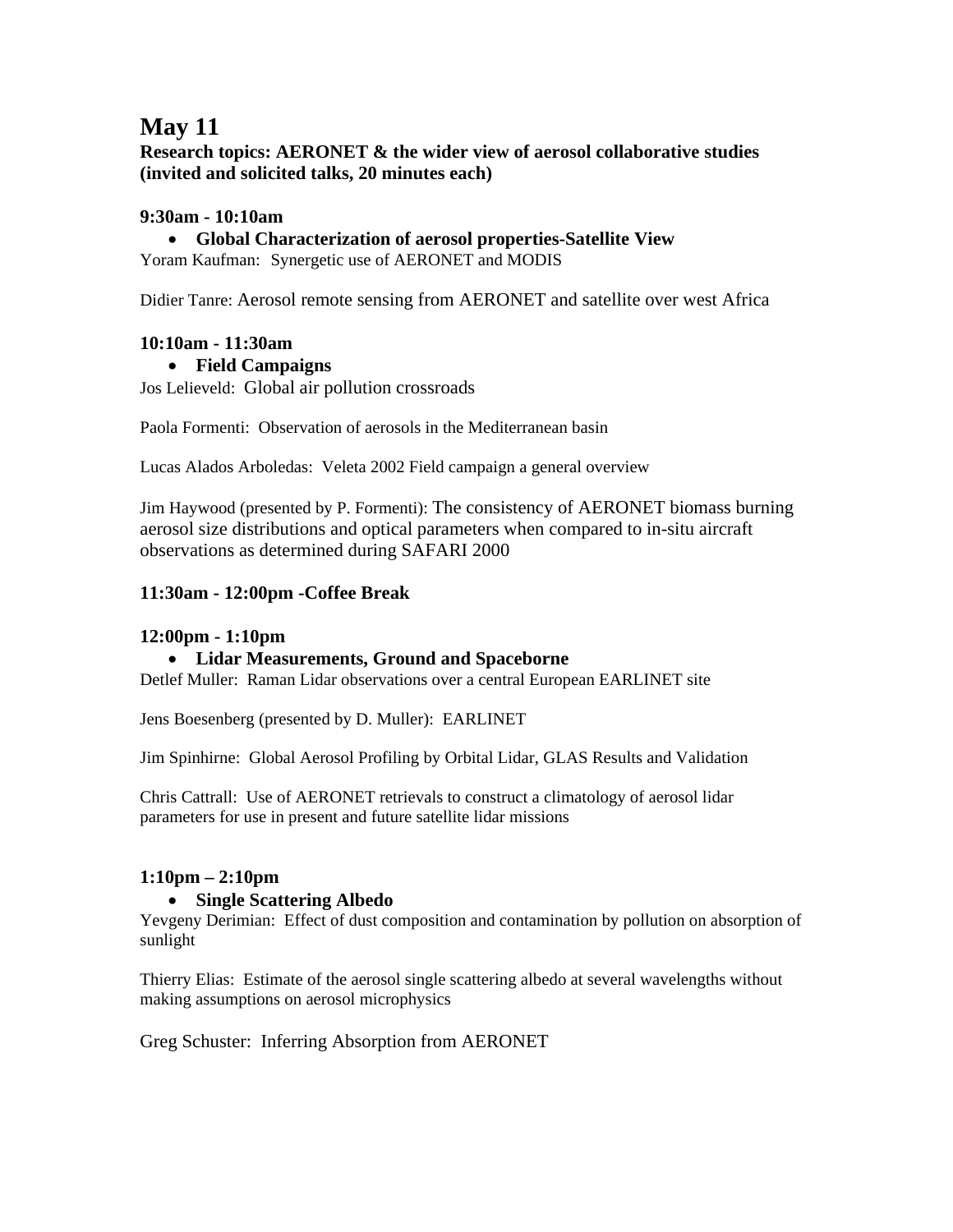# May 11

**Research topics: AERONET & the wider view of aerosol collaborative studies (invited and solicited talks, 20 minutes each)**

**9:30am - 10:10am**

- **Global Characterization of aerosol properties-Satellite View**

Yoram Kaufman: Synergetic use of AERONET and MODIS

Didier Tanre: Aerosol remote sensing from AERONET and satellite over west Africa

**10:10am - 11:30am**

- **Field Campaigns**

Jos Lelieveld: Global air pollution crossroads

Paola Formenti: Observation of aerosols in the Mediterranean basin

Lucas Alados Arboledas: Veleta 2002 Field campaign a general overview

Jim Haywood (presented by P. Formenti): The consistency of AERONET biomass burning aerosol size distributions and optical parameters when compared to in-situ aircraft observations as determined during SAFARI 2000

**11:30am - 12:00pm -Coffee Break**

**12:00pm - 1:10pm**

- **Lidar Measurements, Ground and Spaceborne**

Detlef Muller: Raman Lidar observations over a central European EARLINET site

Jens Boesenberg (presented by D. Muller): EARLINET

Jim Spinhirne: Global Aerosol Profiling by Orbital Lidar, GLAS Results and Validation

Chris Cattrall: Use of AERONET retrievals to construct a climatology of aerosol lidar parameters for use in present and future satellite lidar missions

**1:10pm – 2:10pm**

- **Single Scattering Albedo**

Yevgeny Derimian: Effect of dust composition and contamination by pollution on absorption of sunlight

Thierry Elias: Estimate of the aerosol single scattering albedo at several wavelengths without making assumptions on aerosol microphysics

Greg Schuster: Inferring Absorption from AERONET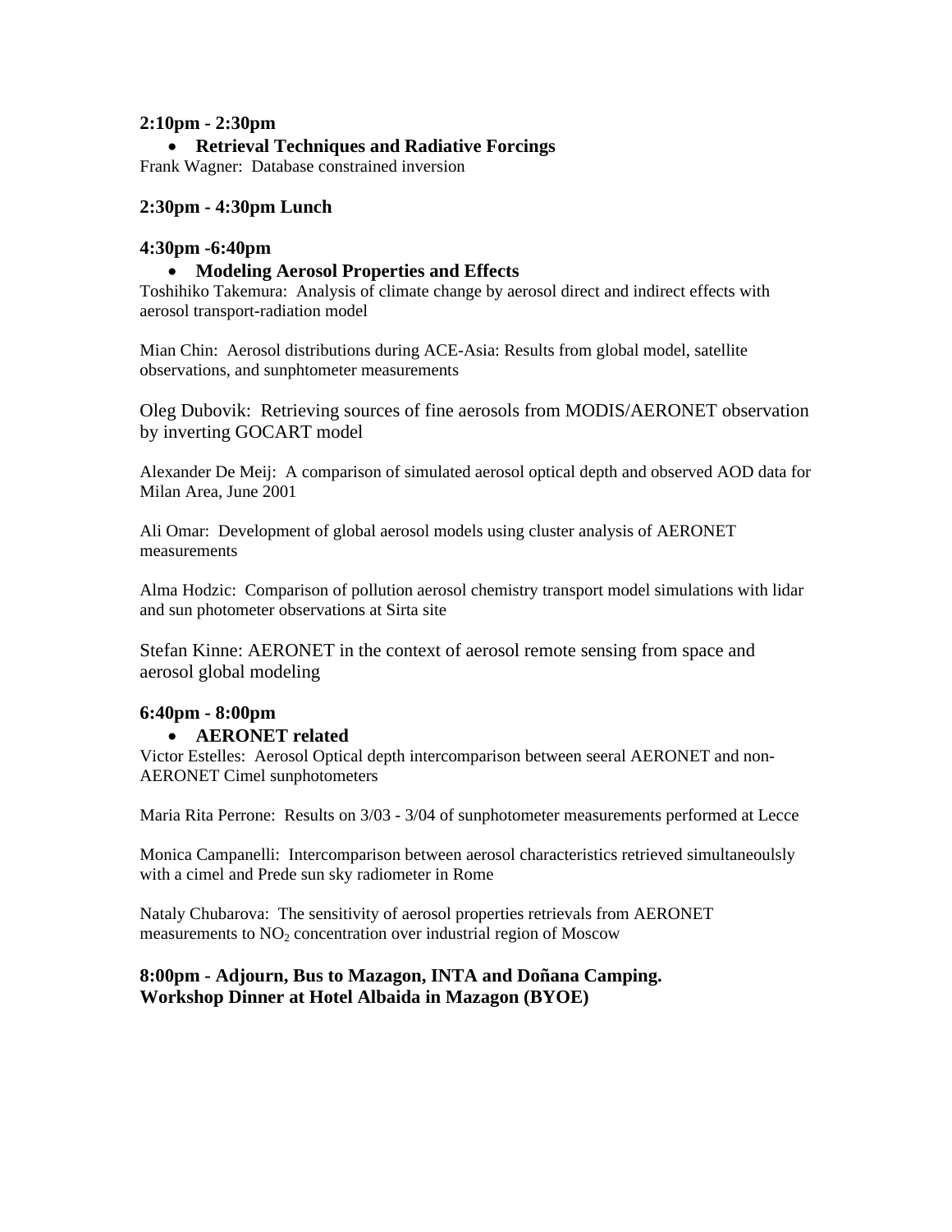**2:10pm - 2:30pm**

- **Retrieval Techniques and Radiative Forcings**

Frank Wagner: Database constrained inversion

**2:30pm - 4:30pm Lunch**

**4:30pm -6:40pm**

- **Modeling Aerosol Properties and Effects**

Toshihiko Takemura: Analysis of climate change by aerosol direct and indirect effects with aerosol transport-radiation model

Mian Chin: Aerosol distributions during ACE-Asia: Results from global model, satellite observations, and sunphtometer measurements

Oleg Dubovik: Retrieving sources of fine aerosols from MODIS/AERONET observation by inverting GOCART model

Alexander De Meij: A comparison of simulated aerosol optical depth and observed AOD data for Milan Area, June 2001

Ali Omar: Development of global aerosol models using cluster analysis of AERONET measurements

Alma Hodzic: Comparison of pollution aerosol chemistry transport model simulations with lidar and sun photometer observations at Sirta site

Stefan Kinne: AERONET in the context of aerosol remote sensing from space and aerosol global modeling

**6:40pm - 8:00pm**

- **AERONET related**

Victor Estelles: Aerosol Optical depth intercomparison between seeral AERONET and non-AERONET Cimel sunphotometers

Maria Rita Perrone: Results on 3/03 - 3/04 of sunphotometer measurements performed at Lecce

Monica Campanelli: Intercomparison between aerosol characteristics retrieved simultaneoulsly with a cimel and Prede sun sky radiometer in Rome

Nataly Chubarova: The sensitivity of aerosol properties retrievals from AERONET measurements to $NO_2$ concentration over industrial region of Moscow

**8:00pm - Adjourn, Bus to Mazagon, INTA and Doñana Camping.**
**Workshop Dinner at Hotel Albaida in Mazagon (BYOE)**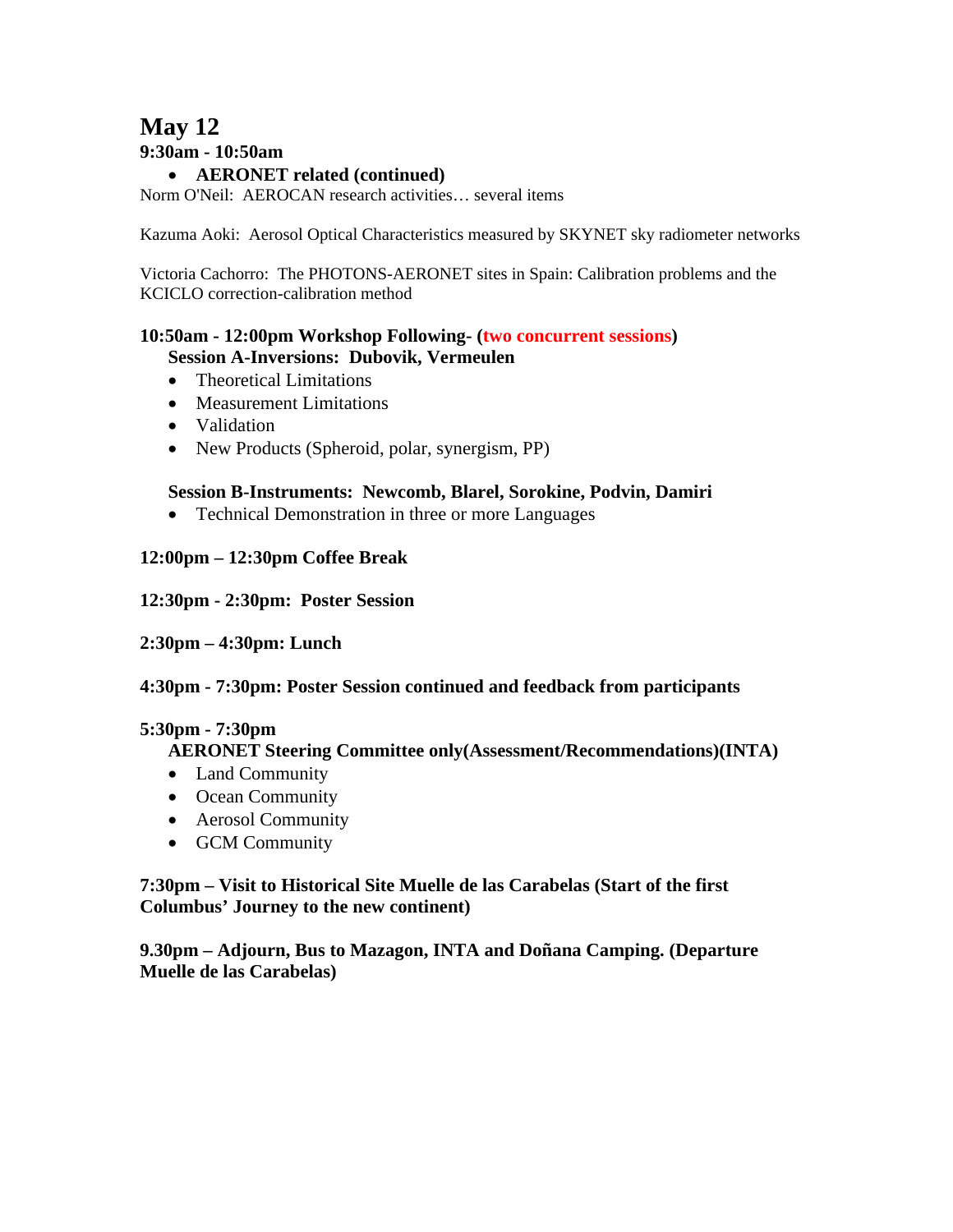# May 12

**9:30am - 10:50am**

- **AERONET related (continued)**

Norm O'Neil: AEROCAN research activities… several items

Kazuma Aoki: Aerosol Optical Characteristics measured by SKYNET sky radiometer networks

Victoria Cachorro: The PHOTONS-AERONET sites in Spain: Calibration problems and the KCICLO correction-calibration method

**10:50am - 12:00pm Workshop Following- (two concurrent sessions)**

**Session A-Inversions: Dubovik, Vermeulen**

- Theoretical Limitations
- Measurement Limitations
- Validation
- New Products (Spheroid, polar, synergism, PP)

**Session B-Instruments: Newcomb, Blarel, Sorokine, Podvin, Damiri**

- Technical Demonstration in three or more Languages

**12:00pm – 12:30pm Coffee Break**

**12:30pm - 2:30pm: Poster Session**

**2:30pm – 4:30pm: Lunch**

**4:30pm - 7:30pm: Poster Session continued and feedback from participants**

**5:30pm - 7:30pm**

**AERONET Steering Committee only(Assessment/Recommendations)(INTA)**

- Land Community
- Ocean Community
- Aerosol Community
- GCM Community

**7:30pm – Visit to Historical Site Muelle de las Carabelas (Start of the first Columbus' Journey to the new continent)**

**9.30pm – Adjourn, Bus to Mazagon, INTA and Doñana Camping. (Departure Muelle de las Carabelas)**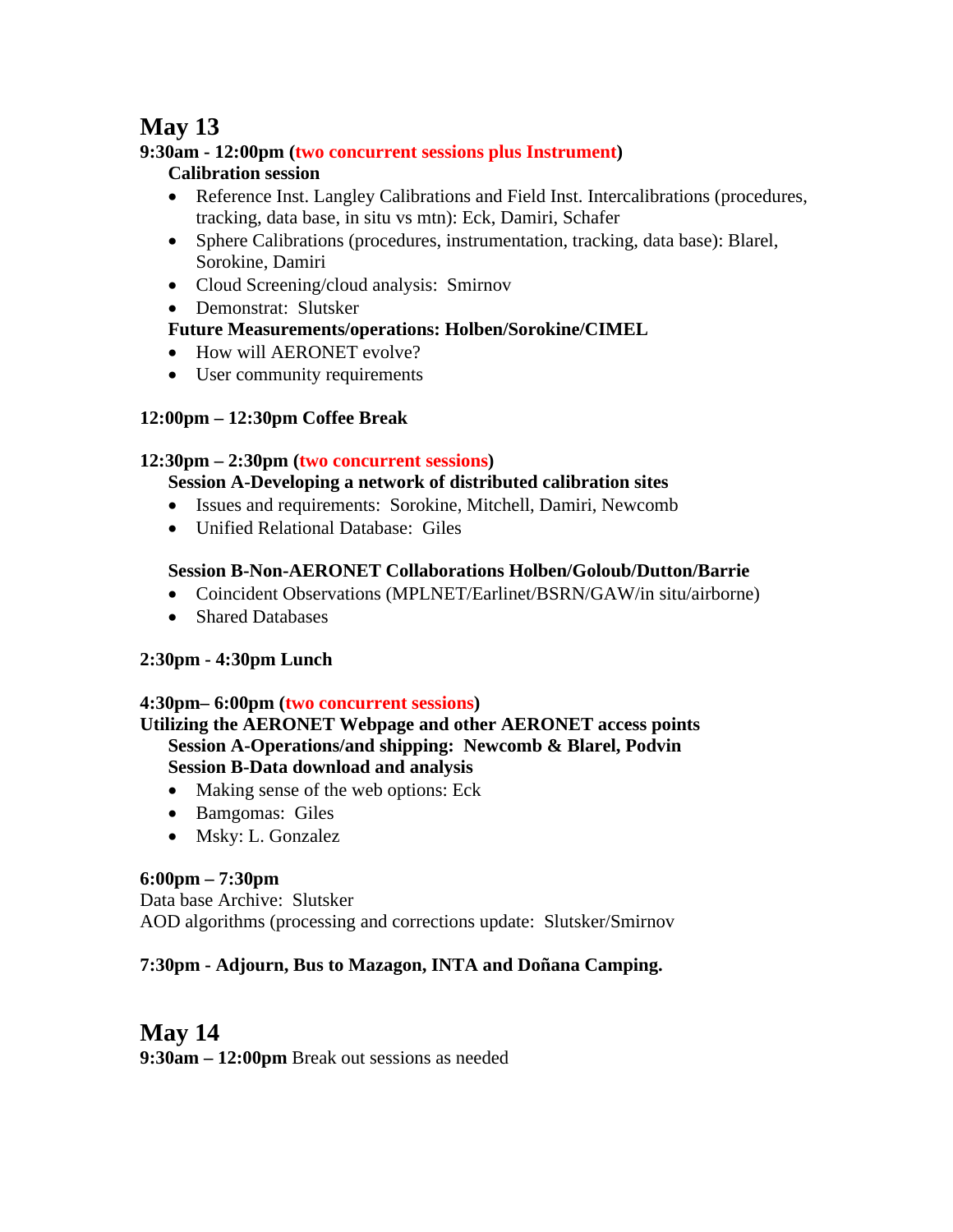## May 13

**9:30am - 12:00pm (two concurrent sessions plus Instrument)**

**Calibration session**

- Reference Inst. Langley Calibrations and Field Inst. Intercalibrations (procedures, tracking, data base, in situ vs mtn): Eck, Damiri, Schafer
- Sphere Calibrations (procedures, instrumentation, tracking, data base): Blarel, Sorokine, Damiri
- Cloud Screening/cloud analysis: Smirnov
- Demonstrat: Slutsker

**Future Measurements/operations: Holben/Sorokine/CIMEL**

- How will AERONET evolve?
- User community requirements

**12:00pm – 12:30pm Coffee Break**

**12:30pm – 2:30pm (two concurrent sessions)**

**Session A-Developing a network of distributed calibration sites**

- Issues and requirements: Sorokine, Mitchell, Damiri, Newcomb
- Unified Relational Database: Giles

**Session B-Non-AERONET Collaborations Holben/Goloub/Dutton/Barrie**

- Coincident Observations (MPLNET/Earlinet/BSRN/GAW/in situ/airborne)
- Shared Databases

**2:30pm - 4:30pm Lunch**

**4:30pm– 6:00pm (two concurrent sessions)**

**Utilizing the AERONET Webpage and other AERONET access points**

**Session A-Operations/and shipping: Newcomb & Blarel, Podvin**

**Session B-Data download and analysis**

- Making sense of the web options: Eck
- Bamgomas: Giles
- Msky: L. Gonzalez

**6:00pm – 7:30pm**

Data base Archive: Slutsker

AOD algorithms (processing and corrections update: Slutsker/Smirnov

**7:30pm - Adjourn, Bus to Mazagon, INTA and Doñana Camping.**

## May 14

**9:30am – 12:00pm** Break out sessions as needed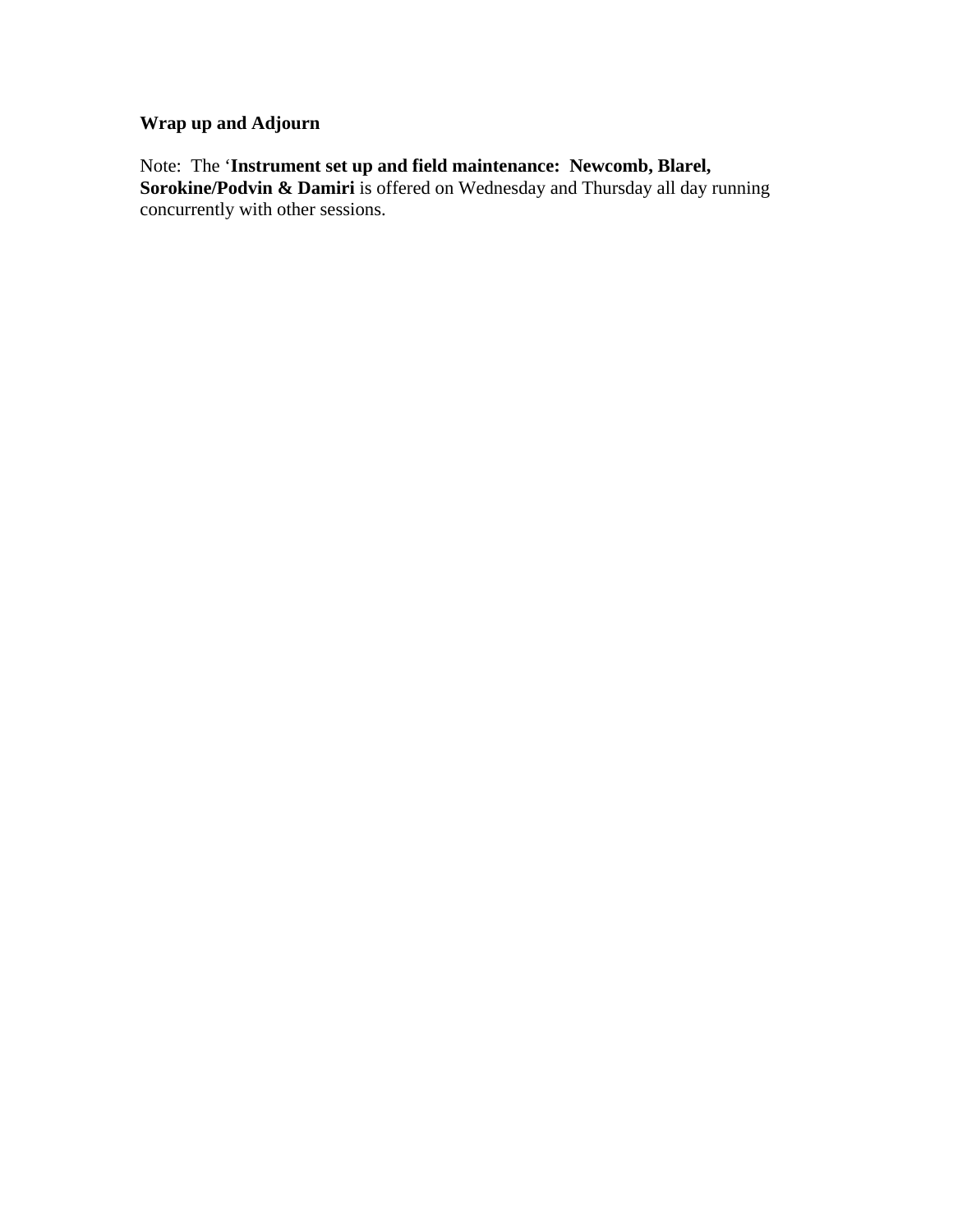**Wrap up and Adjourn**

Note: The '**Instrument set up and field maintenance: Newcomb, Blarel, Sorokine/Podvin & Damiri** is offered on Wednesday and Thursday all day running concurrently with other sessions.